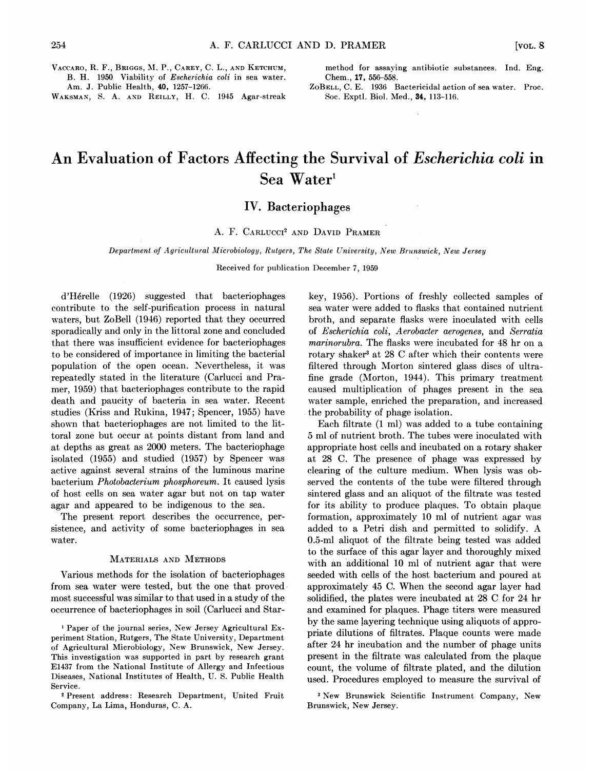VACCARO, R. F., BRIGGS, M. P., CAREY, C. L., AND KETCHUM, B. H. 1950 Viability of *Escherichia coli* in sea water. Am. J. Public Health, **40**, 1257–1266.

WAKSMAN, S. A. AND REILLY, H. C. 1945 Agar-streak method for assaying antibiotic substances. Ind. Eng. Chem., **17**, 556–558.

ZOBELL, C. E. 1936 Bactericidal action of sea water. Proc. Soc. Exptl. Biol. Med., **34**, 113–116.

# An Evaluation of Factors Affecting the Survival of *Escherichia coli* in Sea Water[1]

## IV. Bacteriophages

A. F. CARLUCCI[2] AND DAVID PRAMER

*Department of Agricultural Microbiology, Rutgers, The State University, New Brunswick, New Jersey*

Received for publication December 7, 1959

d'Hérelle (1926) suggested that bacteriophages contribute to the self-purification process in natural waters, but ZoBell (1946) reported that they occurred sporadically and only in the littoral zone and concluded that there was insufficient evidence for bacteriophages to be considered of importance in limiting the bacterial population of the open ocean. Nevertheless, it was repeatedly stated in the literature (Carlucci and Pramer, 1959) that bacteriophages contribute to the rapid death and paucity of bacteria in sea water. Recent studies (Kriss and Rukina, 1947; Spencer, 1955) have shown that bacteriophages are not limited to the littoral zone but occur at points distant from land and at depths as great as 2000 meters. The bacteriophage isolated (1955) and studied (1957) by Spencer was active against several strains of the luminous marine bacterium *Photobacterium phosphoreum*. It caused lysis of host cells on sea water agar but not on tap water agar and appeared to be indigenous to the sea.

The present report describes the occurrence, persistence, and activity of some bacteriophages in sea water.

### MATERIALS AND METHODS

Various methods for the isolation of bacteriophages from sea water were tested, but the one that proved most successful was similar to that used in a study of the occurrence of bacteriophages in soil (Carlucci and Starkey, 1956). Portions of freshly collected samples of sea water were added to flasks that contained nutrient broth, and separate flasks were inoculated with cells of *Escherichia coli*, *Aerobacter aerogenes*, and *Serratia marinorubra*. The flasks were incubated for 48 hr on a rotary shaker[3] at 28 C after which their contents were filtered through Morton sintered glass discs of ultrafine grade (Morton, 1944). This primary treatment caused multiplication of phages present in the sea water sample, enriched the preparation, and increased the probability of phage isolation.

Each filtrate (1 ml) was added to a tube containing 5 ml of nutrient broth. The tubes were inoculated with appropriate host cells and incubated on a rotary shaker at 28 C. The presence of phage was expressed by clearing of the culture medium. When lysis was observed the contents of the tube were filtered through sintered glass and an aliquot of the filtrate was tested for its ability to produce plaques. To obtain plaque formation, approximately 10 ml of nutrient agar was added to a Petri dish and permitted to solidify. A 0.5-ml aliquot of the filtrate being tested was added to the surface of this agar layer and thoroughly mixed with an additional 10 ml of nutrient agar that were seeded with cells of the host bacterium and poured at approximately 45 C. When the second agar layer had solidified, the plates were incubated at 28 C for 24 hr and examined for plaques. Phage titers were measured by the same layering technique using aliquots of appropriate dilutions of filtrates. Plaque counts were made after 24 hr incubation and the number of phage units present in the filtrate was calculated from the plaque count, the volume of filtrate plated, and the dilution used. Procedures employed to measure the survival of

[1] Paper of the journal series, New Jersey Agricultural Experiment Station, Rutgers, The State University, Department of Agricultural Microbiology, New Brunswick, New Jersey. This investigation was supported in part by research grant E1437 from the National Institute of Allergy and Infectious Diseases, National Institutes of Health, U. S. Public Health Service.

[2] Present address: Research Department, United Fruit Company, La Lima, Honduras, C. A.

[3] New Brunswick Scientific Instrument Company, New Brunswick, New Jersey.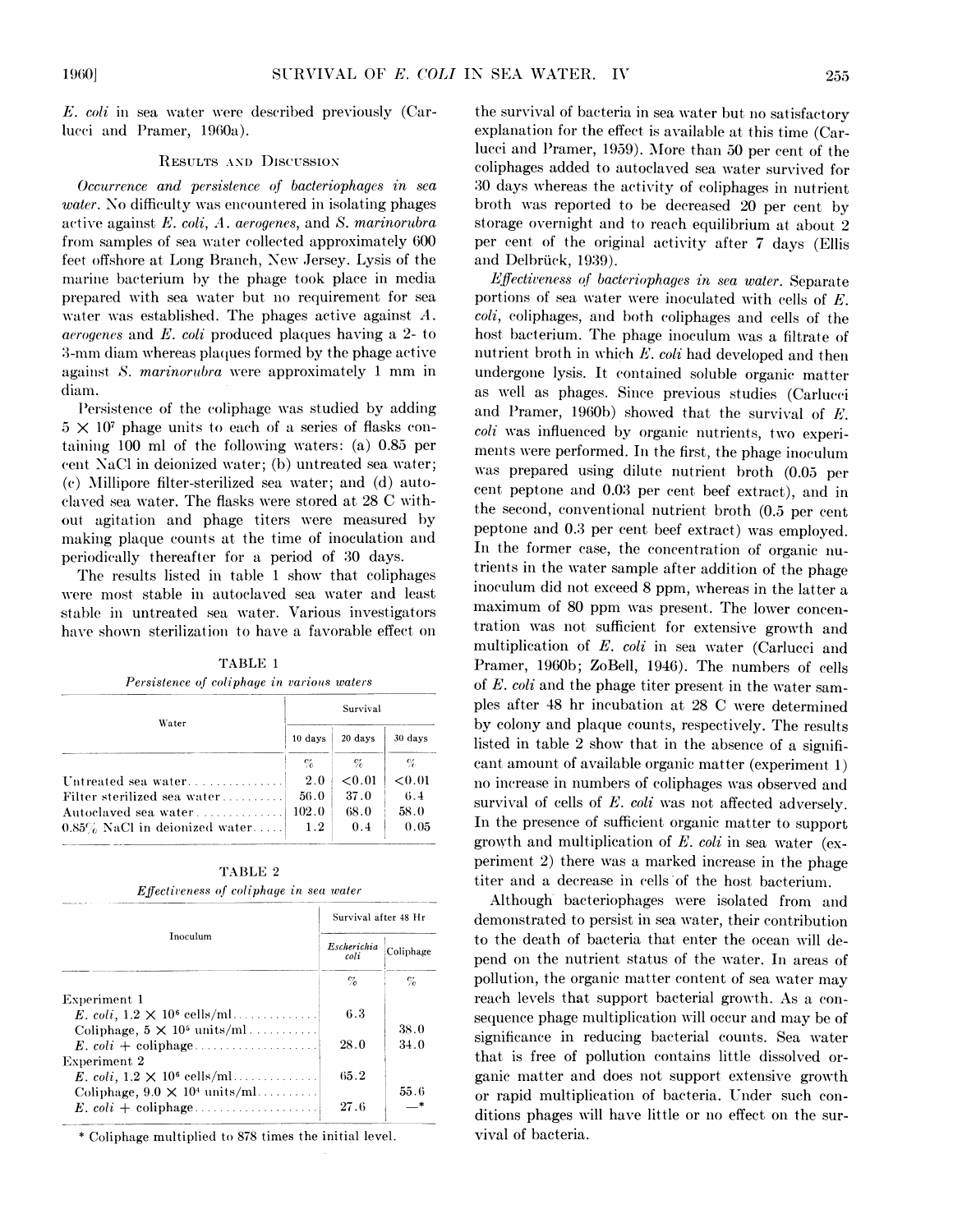*E. coli* in sea water were described previously (Carlucci and Pramer, 1960a).

## Results and Discussion

*Occurrence and persistence of bacteriophages in sea water.* No difficulty was encountered in isolating phages active against *E. coli*, *A. aerogenes*, and *S. marinorubra* from samples of sea water collected approximately 600 feet offshore at Long Branch, New Jersey. Lysis of the marine bacterium by the phage took place in media prepared with sea water but no requirement for sea water was established. The phages active against *A. aerogenes* and *E. coli* produced plaques having a 2- to 3-mm diam whereas plaques formed by the phage active against *S. marinorubra* were approximately 1 mm in diam.

Persistence of the coliphage was studied by adding $5 \times 10^7$ phage units to each of a series of flasks containing 100 ml of the following waters: (a) 0.85 per cent NaCl in deionized water; (b) untreated sea water; (c) Millipore filter-sterilized sea water; and (d) autoclaved sea water. The flasks were stored at 28 C without agitation and phage titers were measured by making plaque counts at the time of inoculation and periodically thereafter for a period of 30 days.

The results listed in table 1 show that coliphages were most stable in autoclaved sea water and least stable in untreated sea water. Various investigators have shown sterilization to have a favorable effect on the survival of bacteria in sea water but no satisfactory explanation for the effect is available at this time (Carlucci and Pramer, 1959). More than 50 per cent of the coliphages added to autoclaved sea water survived for 30 days whereas the activity of coliphages in nutrient broth was reported to be decreased 20 per cent by storage overnight and to reach equilibrium at about 2 per cent of the original activity after 7 days (Ellis and Delbrück, 1939).

TABLE 1

*Persistence of coliphage in various waters*

| Water | Survival | | |
|---|---|---|---|
| | 10 days | 20 days | 30 days |
| | % | % | % |
| Untreated sea water | 2.0 | <0.01 | <0.01 |
| Filter sterilized sea water | 56.0 | 37.0 | 6.4 |
| Autoclaved sea water | 102.0 | 68.0 | 58.0 |
| 0.85% NaCl in deionized water | 1.2 | 0.4 | 0.05 |

TABLE 2

*Effectiveness of coliphage in sea water*

| Inoculum | Survival after 48 Hr | |
|---|---|---|
| | *Escherichia coli* | Coliphage |
| | % | % |
| Experiment 1 | | |
| *E. coli*, $1.2 \times 10^6$ cells/ml | 6.3 | |
| Coliphage, $5 \times 10^5$ units/ml | | 38.0 |
| *E. coli* + coliphage | 28.0 | 34.0 |
| Experiment 2 | | |
| *E. coli*, $1.2 \times 10^6$ cells/ml | 65.2 | |
| Coliphage, $9.0 \times 10^4$ units/ml | | 55.6 |
| *E. coli* + coliphage | 27.6 | —* |

\* Coliphage multiplied to 878 times the initial level.

*Effectiveness of bacteriophages in sea water.* Separate portions of sea water were inoculated with cells of *E. coli*, coliphages, and both coliphages and cells of the host bacterium. The phage inoculum was a filtrate of nutrient broth in which *E. coli* had developed and then undergone lysis. It contained soluble organic matter as well as phages. Since previous studies (Carlucci and Pramer, 1960b) showed that the survival of *E. coli* was influenced by organic nutrients, two experiments were performed. In the first, the phage inoculum was prepared using dilute nutrient broth (0.05 per cent peptone and 0.03 per cent beef extract), and in the second, conventional nutrient broth (0.5 per cent peptone and 0.3 per cent beef extract) was employed. In the former case, the concentration of organic nutrients in the water sample after addition of the phage inoculum did not exceed 8 ppm, whereas in the latter a maximum of 80 ppm was present. The lower concentration was not sufficient for extensive growth and multiplication of *E. coli* in sea water (Carlucci and Pramer, 1960b; ZoBell, 1946). The numbers of cells of *E. coli* and the phage titer present in the water samples after 48 hr incubation at 28 C were determined by colony and plaque counts, respectively. The results listed in table 2 show that in the absence of a significant amount of available organic matter (experiment 1) no increase in numbers of coliphages was observed and survival of cells of *E. coli* was not affected adversely. In the presence of sufficient organic matter to support growth and multiplication of *E. coli* in sea water (experiment 2) there was a marked increase in the phage titer and a decrease in cells of the host bacterium.

Although bacteriophages were isolated from and demonstrated to persist in sea water, their contribution to the death of bacteria that enter the ocean will depend on the nutrient status of the water. In areas of pollution, the organic matter content of sea water may reach levels that support bacterial growth. As a consequence phage multiplication will occur and may be of significance in reducing bacterial counts. Sea water that is free of pollution contains little dissolved organic matter and does not support extensive growth or rapid multiplication of bacteria. Under such conditions phages will have little or no effect on the survival of bacteria.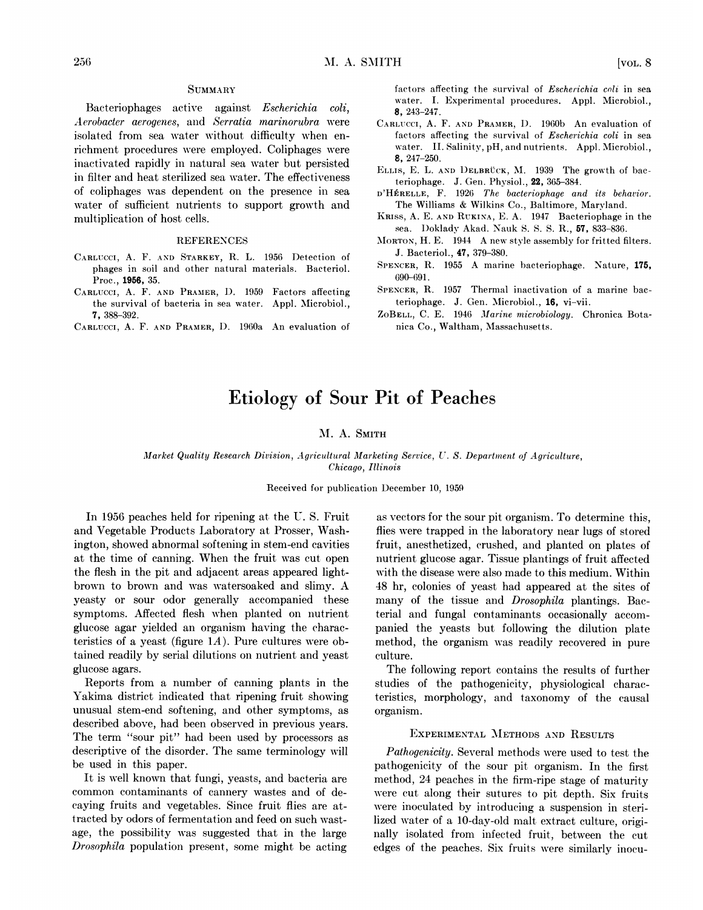## Summary

Bacteriophages active against *Escherichia coli*, *Aerobacter aerogenes*, and *Serratia marinorubra* were isolated from sea water without difficulty when enrichment procedures were employed. Coliphages were inactivated rapidly in natural sea water but persisted in filter and heat sterilized sea water. The effectiveness of coliphages was dependent on the presence in sea water of sufficient nutrients to support growth and multiplication of host cells.

## References

Carlucci, A. F. and Starkey, R. L. 1956 Detection of phages in soil and other natural materials. Bacteriol. Proc., **1956,** 35.

Carlucci, A. F. and Pramer, D. 1959 Factors affecting the survival of bacteria in sea water. Appl. Microbiol., **7,** 388–392.

Carlucci, A. F. and Pramer, D. 1960a An evaluation of factors affecting the survival of *Escherichia coli* in sea water. I. Experimental procedures. Appl. Microbiol., **8,** 243–247.

Carlucci, A. F. and Pramer, D. 1960b An evaluation of factors affecting the survival of *Escherichia coli* in sea water. II. Salinity, pH, and nutrients. Appl. Microbiol., **8,** 247–250.

Ellis, E. L. and Delbrück, M. 1939 The growth of bacteriophage. J. Gen. Physiol., **22,** 365–384.

d'Hérelle, F. 1926 *The bacteriophage and its behavior*. The Williams & Wilkins Co., Baltimore, Maryland.

Kriss, A. E. and Rukina, E. A. 1947 Bacteriophage in the sea. Doklady Akad. Nauk S. S. S. R., **57,** 833–836.

Morton, H. E. 1944 A new style assembly for fritted filters. J. Bacteriol., **47,** 379–380.

Spencer, R. 1955 A marine bacteriophage. Nature, **175,** 690–691.

Spencer, R. 1957 Thermal inactivation of a marine bacteriophage. J. Gen. Microbiol., **16,** vi–vii.

ZoBell, C. E. 1946 *Marine microbiology*. Chronica Botanica Co., Waltham, Massachusetts.

# Etiology of Sour Pit of Peaches

M. A. Smith

*Market Quality Research Division, Agricultural Marketing Service, U. S. Department of Agriculture, Chicago, Illinois*

Received for publication December 10, 1959

In 1956 peaches held for ripening at the U. S. Fruit and Vegetable Products Laboratory at Prosser, Washington, showed abnormal softening in stem-end cavities at the time of canning. When the fruit was cut open the flesh in the pit and adjacent areas appeared light-brown to brown and was watersoaked and slimy. A yeasty or sour odor generally accompanied these symptoms. Affected flesh when planted on nutrient glucose agar yielded an organism having the characteristics of a yeast (figure 1*A*). Pure cultures were obtained readily by serial dilutions on nutrient and yeast glucose agars.

Reports from a number of canning plants in the Yakima district indicated that ripening fruit showing unusual stem-end softening, and other symptoms, as described above, had been observed in previous years. The term "sour pit" had been used by processors as descriptive of the disorder. The same terminology will be used in this paper.

It is well known that fungi, yeasts, and bacteria are common contaminants of cannery wastes and of decaying fruits and vegetables. Since fruit flies are attracted by odors of fermentation and feed on such wastage, the possibility was suggested that in the large *Drosophila* population present, some might be acting as vectors for the sour pit organism. To determine this, flies were trapped in the laboratory near lugs of stored fruit, anesthetized, crushed, and planted on plates of nutrient glucose agar. Tissue plantings of fruit affected with the disease were also made to this medium. Within 48 hr, colonies of yeast had appeared at the sites of many of the tissue and *Drosophila* plantings. Bacterial and fungal contaminants occasionally accompanied the yeasts but following the dilution plate method, the organism was readily recovered in pure culture.

The following report contains the results of further studies of the pathogenicity, physiological characteristics, morphology, and taxonomy of the causal organism.

## Experimental Methods and Results

*Pathogenicity.* Several methods were used to test the pathogenicity of the sour pit organism. In the first method, 24 peaches in the firm-ripe stage of maturity were cut along their sutures to pit depth. Six fruits were inoculated by introducing a suspension in sterilized water of a 10-day-old malt extract culture, originally isolated from infected fruit, between the cut edges of the peaches. Six fruits were similarly inocu-